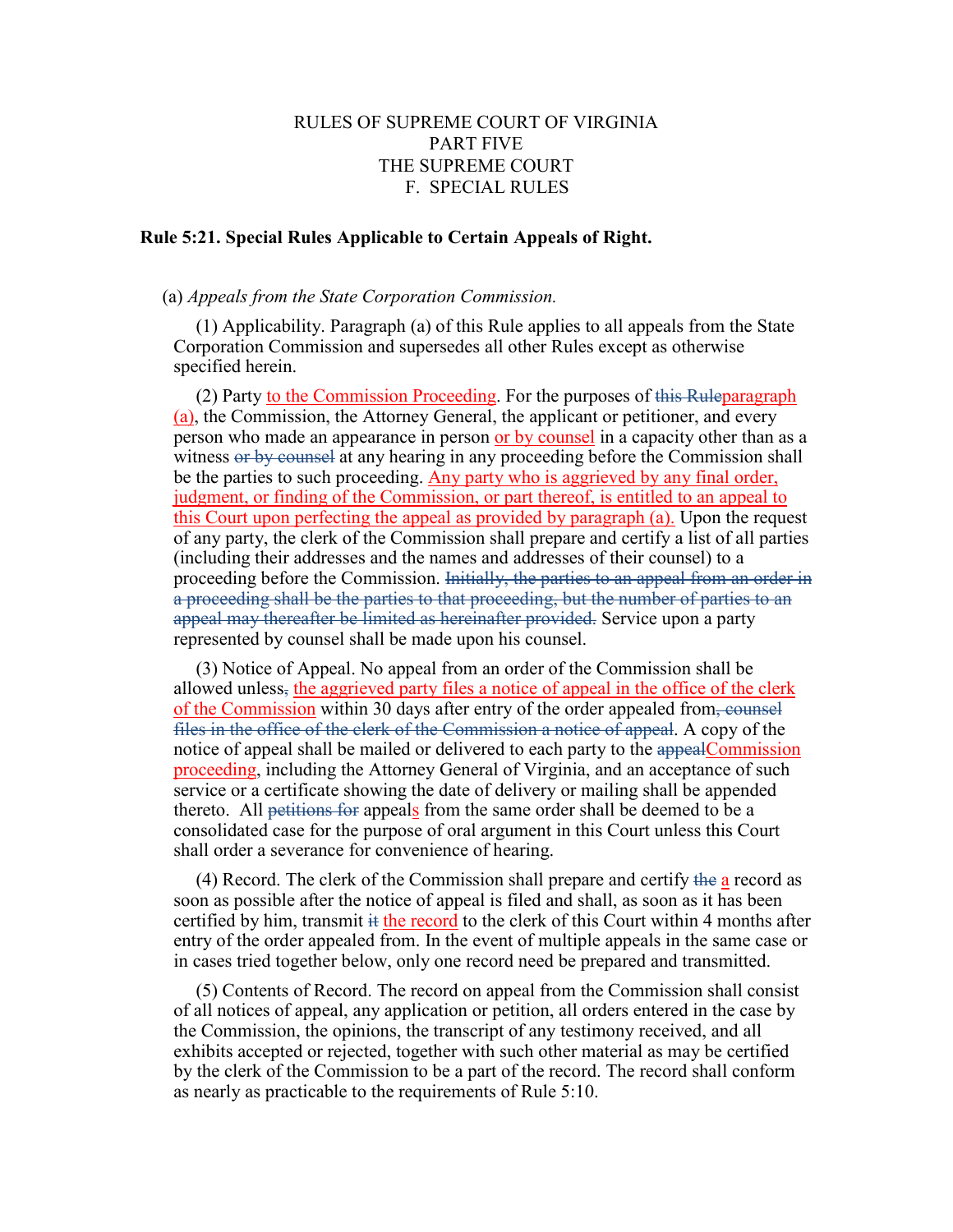RULES OF SUPREME COURT OF VIRGINIA
PART FIVE
THE SUPREME COURT
F. SPECIAL RULES

## Rule 5:21. Special Rules Applicable to Certain Appeals of Right.

(a) *Appeals from the State Corporation Commission.*

(1) Applicability. Paragraph (a) of this Rule applies to all appeals from the State Corporation Commission and supersedes all other Rules except as otherwise specified herein.

(2) Party <u>to the Commission Proceeding</u>. For the purposes of ~~this Rule~~<u>paragraph (a)</u>, the Commission, the Attorney General, the applicant or petitioner, and every person who made an appearance in person <u>or by counsel</u> in a capacity other than as a witness ~~or by counsel~~ at any hearing in any proceeding before the Commission shall be the parties to such proceeding. <u>Any party who is aggrieved by any final order, judgment, or finding of the Commission, or part thereof, is entitled to an appeal to this Court upon perfecting the appeal as provided by paragraph (a).</u> Upon the request of any party, the clerk of the Commission shall prepare and certify a list of all parties (including their addresses and the names and addresses of their counsel) to a proceeding before the Commission. ~~Initially, the parties to an appeal from an order in a proceeding shall be the parties to that proceeding, but the number of parties to an appeal may thereafter be limited as hereinafter provided.~~ Service upon a party represented by counsel shall be made upon his counsel.

(3) Notice of Appeal. No appeal from an order of the Commission shall be allowed unless~~,~~ <u>the aggrieved party files a notice of appeal in the office of the clerk of the Commission</u> within 30 days after entry of the order appealed from~~, counsel files in the office of the clerk of the Commission a notice of appeal~~. A copy of the notice of appeal shall be mailed or delivered to each party to the ~~appeal~~<u>Commission proceeding</u>, including the Attorney General of Virginia, and an acceptance of such service or a certificate showing the date of delivery or mailing shall be appended thereto. All ~~petitions for~~ appeal<u>s</u> from the same order shall be deemed to be a consolidated case for the purpose of oral argument in this Court unless this Court shall order a severance for convenience of hearing.

(4) Record. The clerk of the Commission shall prepare and certify ~~the~~ <u>a</u> record as soon as possible after the notice of appeal is filed and shall, as soon as it has been certified by him, transmit ~~it~~ <u>the record</u> to the clerk of this Court within 4 months after entry of the order appealed from. In the event of multiple appeals in the same case or in cases tried together below, only one record need be prepared and transmitted.

(5) Contents of Record. The record on appeal from the Commission shall consist of all notices of appeal, any application or petition, all orders entered in the case by the Commission, the opinions, the transcript of any testimony received, and all exhibits accepted or rejected, together with such other material as may be certified by the clerk of the Commission to be a part of the record. The record shall conform as nearly as practicable to the requirements of Rule 5:10.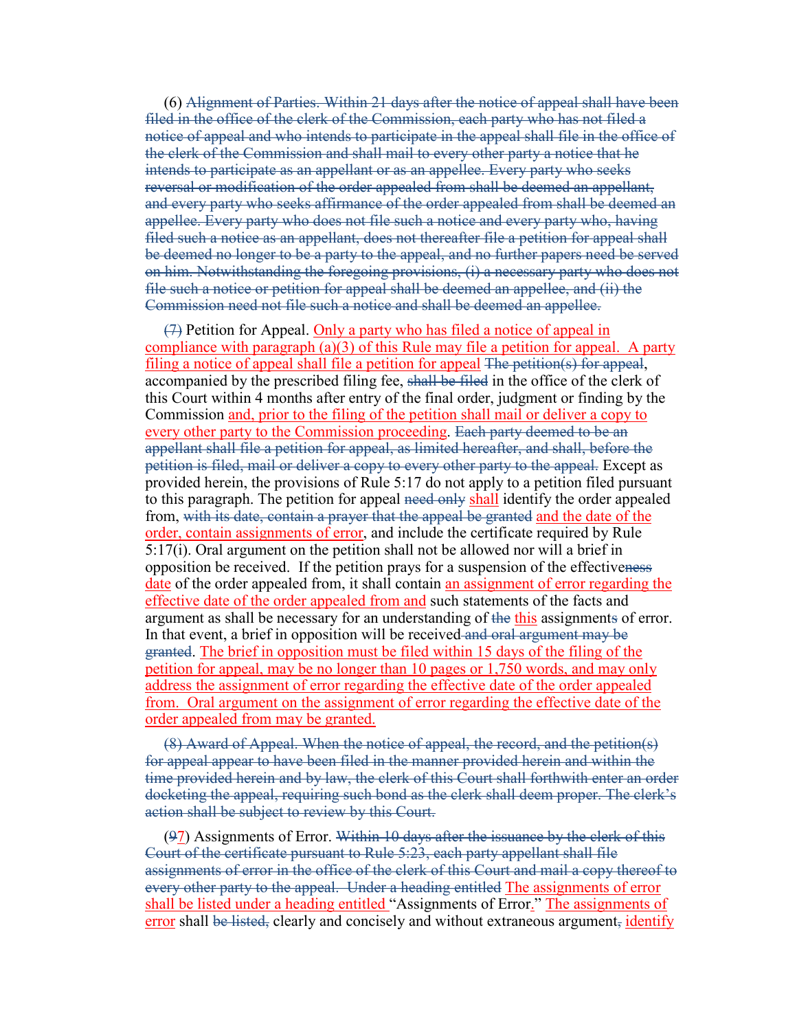(6) ~~Alignment of Parties. Within 21 days after the notice of appeal shall have been filed in the office of the clerk of the Commission, each party who has not filed a notice of appeal and who intends to participate in the appeal shall file in the office of the clerk of the Commission and shall mail to every other party a notice that he intends to participate as an appellant or as an appellee. Every party who seeks reversal or modification of the order appealed from shall be deemed an appellant, and every party who seeks affirmance of the order appealed from shall be deemed an appellee. Every party who does not file such a notice and every party who, having filed such a notice as an appellant, does not thereafter file a petition for appeal shall be deemed no longer to be a party to the appeal, and no further papers need be served on him. Notwithstanding the foregoing provisions, (i) a necessary party who does not file such a notice or petition for appeal shall be deemed an appellee, and (ii) the Commission need not file such a notice and shall be deemed an appellee.~~

~~(7)~~ Petition for Appeal. <u>Only a party who has filed a notice of appeal in compliance with paragraph (a)(3) of this Rule may file a petition for appeal. A party filing a notice of appeal shall file a petition for appeal</u> ~~The petition(s) for appeal~~, accompanied by the prescribed filing fee, ~~shall be filed~~ in the office of the clerk of this Court within 4 months after entry of the final order, judgment or finding by the Commission <u>and, prior to the filing of the petition shall mail or deliver a copy to every other party to the Commission proceeding</u>. ~~Each party deemed to be an appellant shall file a petition for appeal, as limited hereafter, and shall, before the petition is filed, mail or deliver a copy to every other party to the appeal.~~ Except as provided herein, the provisions of Rule 5:17 do not apply to a petition filed pursuant to this paragraph. The petition for appeal ~~need only~~ <u>shall</u> identify the order appealed from, ~~with its date, contain a prayer that the appeal be granted~~ <u>and the date of the order, contain assignments of error</u>, and include the certificate required by Rule 5:17(i). Oral argument on the petition shall not be allowed nor will a brief in opposition be received. If the petition prays for a suspension of the effective~~ness~~ <u>date</u> of the order appealed from, it shall contain <u>an assignment of error regarding the effective date of the order appealed from and</u> such statements of the facts and argument as shall be necessary for an understanding of ~~the~~ <u>this</u> assignment~~s~~ of error. In that event, a brief in opposition will be received~~ and oral argument may be granted~~. <u>The brief in opposition must be filed within 15 days of the filing of the petition for appeal, may be no longer than 10 pages or 1,750 words, and may only address the assignment of error regarding the effective date of the order appealed from. Oral argument on the assignment of error regarding the effective date of the order appealed from may be granted.</u>

~~(8) Award of Appeal. When the notice of appeal, the record, and the petition(s) for appeal appear to have been filed in the manner provided herein and within the time provided herein and by law, the clerk of this Court shall forthwith enter an order docketing the appeal, requiring such bond as the clerk shall deem proper. The clerk's action shall be subject to review by this Court.~~

(~~9~~<u>7</u>) Assignments of Error. ~~Within 10 days after the issuance by the clerk of this Court of the certificate pursuant to Rule 5:23, each party appellant shall file assignments of error in the office of the clerk of this Court and mail a copy thereof to every other party to the appeal. Under a heading entitled~~ <u>The assignments of error shall be listed under a heading entitled</u> "Assignments of Error<u>.</u>" <u>The assignments of error</u> shall ~~be listed,~~ clearly and concisely and without extraneous argument~~,~~ <u>identify</u>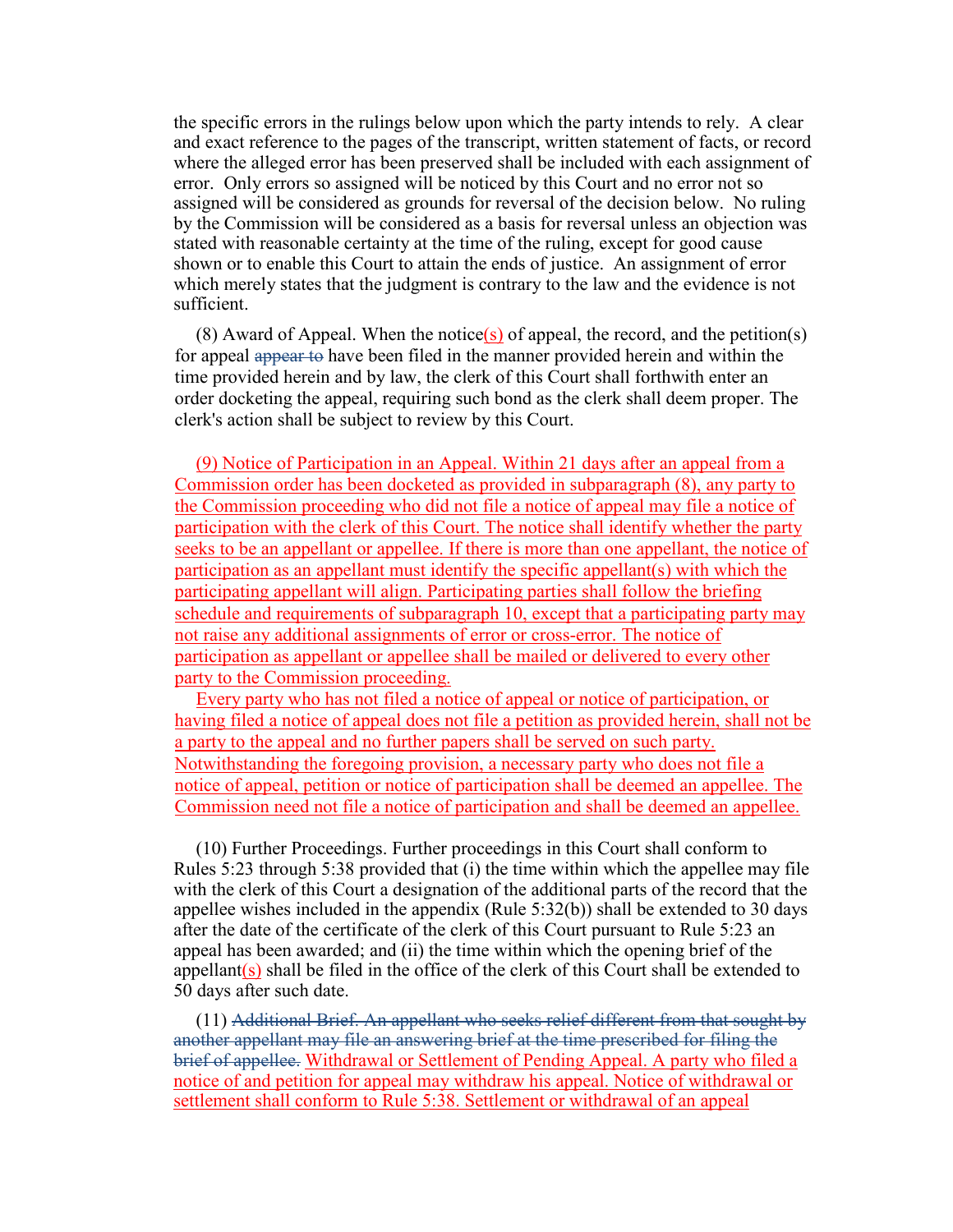the specific errors in the rulings below upon which the party intends to rely. A clear and exact reference to the pages of the transcript, written statement of facts, or record where the alleged error has been preserved shall be included with each assignment of error. Only errors so assigned will be noticed by this Court and no error not so assigned will be considered as grounds for reversal of the decision below. No ruling by the Commission will be considered as a basis for reversal unless an objection was stated with reasonable certainty at the time of the ruling, except for good cause shown or to enable this Court to attain the ends of justice. An assignment of error which merely states that the judgment is contrary to the law and the evidence is not sufficient.

(8) Award of Appeal. When the notice<ins>(s)</ins> of appeal, the record, and the petition(s) for appeal ~~appear to~~ have been filed in the manner provided herein and within the time provided herein and by law, the clerk of this Court shall forthwith enter an order docketing the appeal, requiring such bond as the clerk shall deem proper. The clerk's action shall be subject to review by this Court.

<ins>(9) Notice of Participation in an Appeal. Within 21 days after an appeal from a Commission order has been docketed as provided in subparagraph (8), any party to the Commission proceeding who did not file a notice of appeal may file a notice of participation with the clerk of this Court. The notice shall identify whether the party seeks to be an appellant or appellee. If there is more than one appellant, the notice of participation as an appellant must identify the specific appellant(s) with which the participating appellant will align. Participating parties shall follow the briefing schedule and requirements of subparagraph 10, except that a participating party may not raise any additional assignments of error or cross-error. The notice of participation as appellant or appellee shall be mailed or delivered to every other party to the Commission proceeding.</ins>

<ins>Every party who has not filed a notice of appeal or notice of participation, or having filed a notice of appeal does not file a petition as provided herein, shall not be a party to the appeal and no further papers shall be served on such party. Notwithstanding the foregoing provision, a necessary party who does not file a notice of appeal, petition or notice of participation shall be deemed an appellee. The Commission need not file a notice of participation and shall be deemed an appellee.</ins>

(10) Further Proceedings. Further proceedings in this Court shall conform to Rules 5:23 through 5:38 provided that (i) the time within which the appellee may file with the clerk of this Court a designation of the additional parts of the record that the appellee wishes included in the appendix (Rule 5:32(b)) shall be extended to 30 days after the date of the certificate of the clerk of this Court pursuant to Rule 5:23 an appeal has been awarded; and (ii) the time within which the opening brief of the appellant<ins>(s)</ins> shall be filed in the office of the clerk of this Court shall be extended to 50 days after such date.

(11) ~~Additional Brief. An appellant who seeks relief different from that sought by another appellant may file an answering brief at the time prescribed for filing the brief of appellee.~~ <ins>Withdrawal or Settlement of Pending Appeal. A party who filed a notice of and petition for appeal may withdraw his appeal. Notice of withdrawal or settlement shall conform to Rule 5:38. Settlement or withdrawal of an appeal</ins>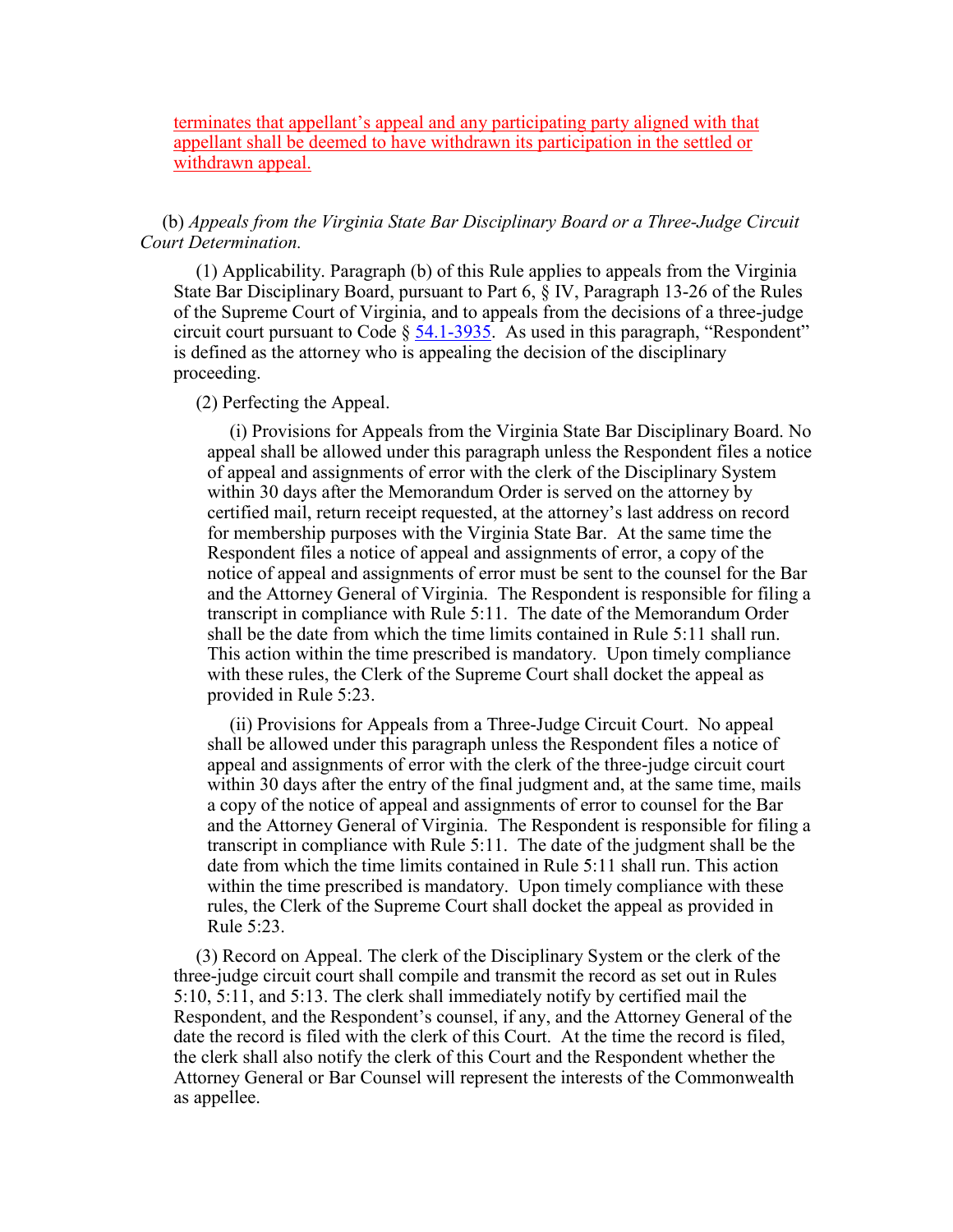terminates that appellant's appeal and any participating party aligned with that appellant shall be deemed to have withdrawn its participation in the settled or withdrawn appeal.

(b) *Appeals from the Virginia State Bar Disciplinary Board or a Three-Judge Circuit Court Determination.*

(1) Applicability. Paragraph (b) of this Rule applies to appeals from the Virginia State Bar Disciplinary Board, pursuant to Part 6, § IV, Paragraph 13-26 of the Rules of the Supreme Court of Virginia, and to appeals from the decisions of a three-judge circuit court pursuant to Code § 54.1-3935. As used in this paragraph, "Respondent" is defined as the attorney who is appealing the decision of the disciplinary proceeding.

(2) Perfecting the Appeal.

(i) Provisions for Appeals from the Virginia State Bar Disciplinary Board. No appeal shall be allowed under this paragraph unless the Respondent files a notice of appeal and assignments of error with the clerk of the Disciplinary System within 30 days after the Memorandum Order is served on the attorney by certified mail, return receipt requested, at the attorney's last address on record for membership purposes with the Virginia State Bar. At the same time the Respondent files a notice of appeal and assignments of error, a copy of the notice of appeal and assignments of error must be sent to the counsel for the Bar and the Attorney General of Virginia. The Respondent is responsible for filing a transcript in compliance with Rule 5:11. The date of the Memorandum Order shall be the date from which the time limits contained in Rule 5:11 shall run. This action within the time prescribed is mandatory. Upon timely compliance with these rules, the Clerk of the Supreme Court shall docket the appeal as provided in Rule 5:23.

(ii) Provisions for Appeals from a Three-Judge Circuit Court. No appeal shall be allowed under this paragraph unless the Respondent files a notice of appeal and assignments of error with the clerk of the three-judge circuit court within 30 days after the entry of the final judgment and, at the same time, mails a copy of the notice of appeal and assignments of error to counsel for the Bar and the Attorney General of Virginia. The Respondent is responsible for filing a transcript in compliance with Rule 5:11. The date of the judgment shall be the date from which the time limits contained in Rule 5:11 shall run. This action within the time prescribed is mandatory. Upon timely compliance with these rules, the Clerk of the Supreme Court shall docket the appeal as provided in Rule 5:23.

(3) Record on Appeal. The clerk of the Disciplinary System or the clerk of the three-judge circuit court shall compile and transmit the record as set out in Rules 5:10, 5:11, and 5:13. The clerk shall immediately notify by certified mail the Respondent, and the Respondent's counsel, if any, and the Attorney General of the date the record is filed with the clerk of this Court. At the time the record is filed, the clerk shall also notify the clerk of this Court and the Respondent whether the Attorney General or Bar Counsel will represent the interests of the Commonwealth as appellee.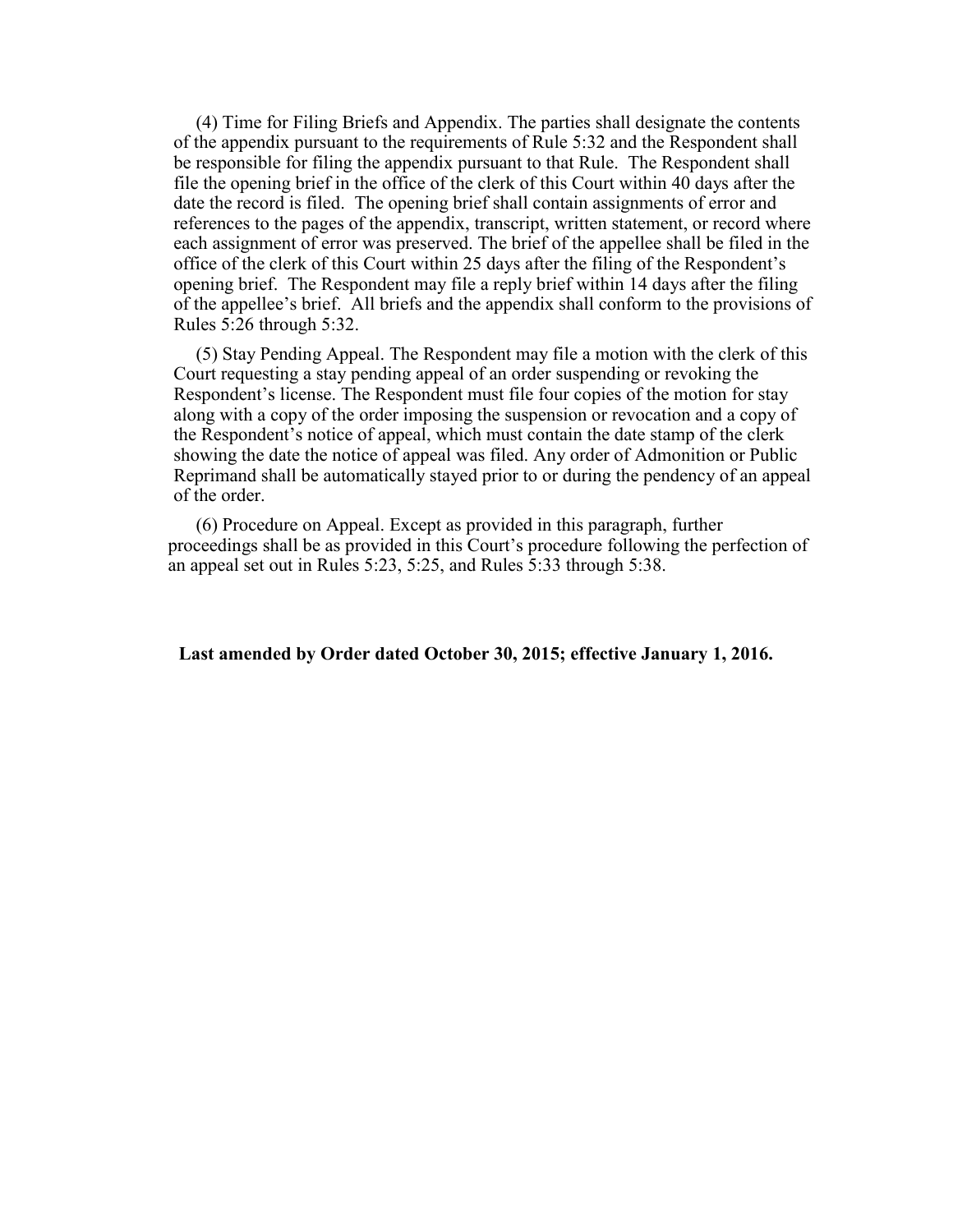(4) Time for Filing Briefs and Appendix. The parties shall designate the contents of the appendix pursuant to the requirements of Rule 5:32 and the Respondent shall be responsible for filing the appendix pursuant to that Rule. The Respondent shall file the opening brief in the office of the clerk of this Court within 40 days after the date the record is filed. The opening brief shall contain assignments of error and references to the pages of the appendix, transcript, written statement, or record where each assignment of error was preserved. The brief of the appellee shall be filed in the office of the clerk of this Court within 25 days after the filing of the Respondent's opening brief. The Respondent may file a reply brief within 14 days after the filing of the appellee's brief. All briefs and the appendix shall conform to the provisions of Rules 5:26 through 5:32.

(5) Stay Pending Appeal. The Respondent may file a motion with the clerk of this Court requesting a stay pending appeal of an order suspending or revoking the Respondent's license. The Respondent must file four copies of the motion for stay along with a copy of the order imposing the suspension or revocation and a copy of the Respondent's notice of appeal, which must contain the date stamp of the clerk showing the date the notice of appeal was filed. Any order of Admonition or Public Reprimand shall be automatically stayed prior to or during the pendency of an appeal of the order.

(6) Procedure on Appeal. Except as provided in this paragraph, further proceedings shall be as provided in this Court's procedure following the perfection of an appeal set out in Rules 5:23, 5:25, and Rules 5:33 through 5:38.

**Last amended by Order dated October 30, 2015; effective January 1, 2016.**